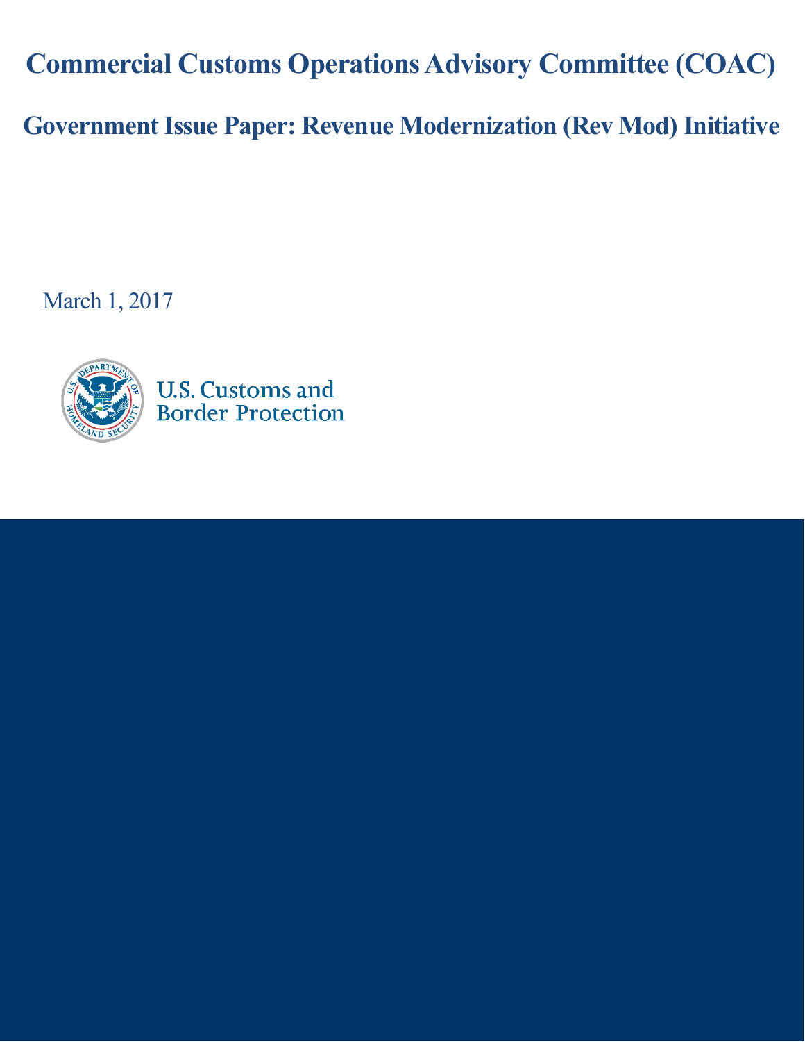# Commercial Customs Operations Advisory Committee (COAC)

## Government Issue Paper: Revenue Modernization (Rev Mod) Initiative

March 1, 2017

U.S. Customs and Border Protection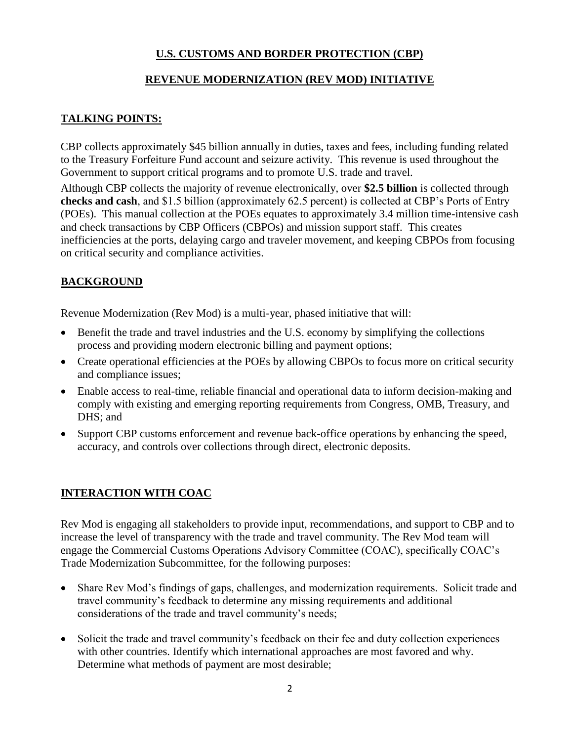# U.S. CUSTOMS AND BORDER PROTECTION (CBP)

## REVENUE MODERNIZATION (REV MOD) INITIATIVE

## TALKING POINTS:

CBP collects approximately $45 billion annually in duties, taxes and fees, including funding related to the Treasury Forfeiture Fund account and seizure activity. This revenue is used throughout the Government to support critical programs and to promote U.S. trade and travel.

Although CBP collects the majority of revenue electronically, over **$2.5 billion** is collected through **checks and cash**, and $1.5 billion (approximately 62.5 percent) is collected at CBP's Ports of Entry (POEs). This manual collection at the POEs equates to approximately 3.4 million time-intensive cash and check transactions by CBP Officers (CBPOs) and mission support staff. This creates inefficiencies at the ports, delaying cargo and traveler movement, and keeping CBPOs from focusing on critical security and compliance activities.

## BACKGROUND

Revenue Modernization (Rev Mod) is a multi-year, phased initiative that will:

- Benefit the trade and travel industries and the U.S. economy by simplifying the collections process and providing modern electronic billing and payment options;
- Create operational efficiencies at the POEs by allowing CBPOs to focus more on critical security and compliance issues;
- Enable access to real-time, reliable financial and operational data to inform decision-making and comply with existing and emerging reporting requirements from Congress, OMB, Treasury, and DHS; and
- Support CBP customs enforcement and revenue back-office operations by enhancing the speed, accuracy, and controls over collections through direct, electronic deposits.

## INTERACTION WITH COAC

Rev Mod is engaging all stakeholders to provide input, recommendations, and support to CBP and to increase the level of transparency with the trade and travel community. The Rev Mod team will engage the Commercial Customs Operations Advisory Committee (COAC), specifically COAC's Trade Modernization Subcommittee, for the following purposes:

- Share Rev Mod's findings of gaps, challenges, and modernization requirements. Solicit trade and travel community's feedback to determine any missing requirements and additional considerations of the trade and travel community's needs;
- Solicit the trade and travel community's feedback on their fee and duty collection experiences with other countries. Identify which international approaches are most favored and why. Determine what methods of payment are most desirable;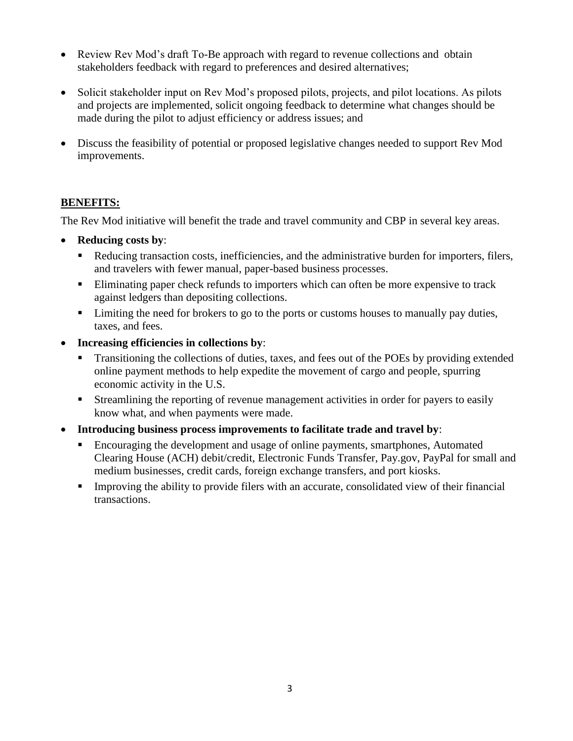- Review Rev Mod's draft To-Be approach with regard to revenue collections and obtain stakeholders feedback with regard to preferences and desired alternatives;
- Solicit stakeholder input on Rev Mod's proposed pilots, projects, and pilot locations. As pilots and projects are implemented, solicit ongoing feedback to determine what changes should be made during the pilot to adjust efficiency or address issues; and
- Discuss the feasibility of potential or proposed legislative changes needed to support Rev Mod improvements.

## BENEFITS:

The Rev Mod initiative will benefit the trade and travel community and CBP in several key areas.

- **Reducing costs by**:
  - Reducing transaction costs, inefficiencies, and the administrative burden for importers, filers, and travelers with fewer manual, paper-based business processes.
  - Eliminating paper check refunds to importers which can often be more expensive to track against ledgers than depositing collections.
  - Limiting the need for brokers to go to the ports or customs houses to manually pay duties, taxes, and fees.
- **Increasing efficiencies in collections by**:
  - Transitioning the collections of duties, taxes, and fees out of the POEs by providing extended online payment methods to help expedite the movement of cargo and people, spurring economic activity in the U.S.
  - Streamlining the reporting of revenue management activities in order for payers to easily know what, and when payments were made.
- **Introducing business process improvements to facilitate trade and travel by**:
  - Encouraging the development and usage of online payments, smartphones, Automated Clearing House (ACH) debit/credit, Electronic Funds Transfer, Pay.gov, PayPal for small and medium businesses, credit cards, foreign exchange transfers, and port kiosks.
  - Improving the ability to provide filers with an accurate, consolidated view of their financial transactions.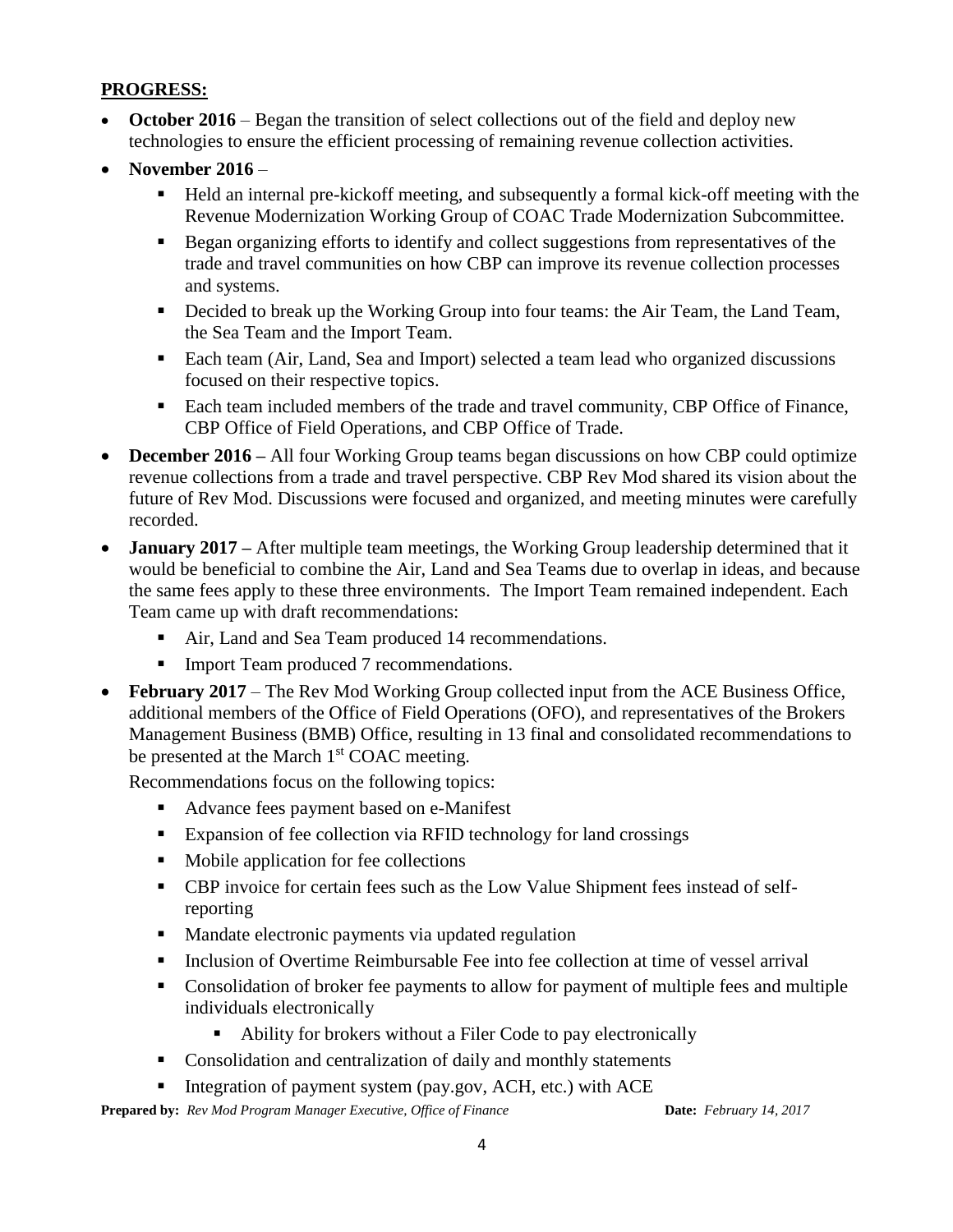**PROGRESS:**

- **October 2016** – Began the transition of select collections out of the field and deploy new technologies to ensure the efficient processing of remaining revenue collection activities.
- **November 2016** –
  - Held an internal pre-kickoff meeting, and subsequently a formal kick-off meeting with the Revenue Modernization Working Group of COAC Trade Modernization Subcommittee.
  - Began organizing efforts to identify and collect suggestions from representatives of the trade and travel communities on how CBP can improve its revenue collection processes and systems.
  - Decided to break up the Working Group into four teams: the Air Team, the Land Team, the Sea Team and the Import Team.
  - Each team (Air, Land, Sea and Import) selected a team lead who organized discussions focused on their respective topics.
  - Each team included members of the trade and travel community, CBP Office of Finance, CBP Office of Field Operations, and CBP Office of Trade.
- **December 2016 –** All four Working Group teams began discussions on how CBP could optimize revenue collections from a trade and travel perspective. CBP Rev Mod shared its vision about the future of Rev Mod. Discussions were focused and organized, and meeting minutes were carefully recorded.
- **January 2017 –** After multiple team meetings, the Working Group leadership determined that it would be beneficial to combine the Air, Land and Sea Teams due to overlap in ideas, and because the same fees apply to these three environments. The Import Team remained independent. Each Team came up with draft recommendations:
  - Air, Land and Sea Team produced 14 recommendations.
  - Import Team produced 7 recommendations.
- **February 2017** – The Rev Mod Working Group collected input from the ACE Business Office, additional members of the Office of Field Operations (OFO), and representatives of the Brokers Management Business (BMB) Office, resulting in 13 final and consolidated recommendations to be presented at the March 1st COAC meeting.

  Recommendations focus on the following topics:
  - Advance fees payment based on e-Manifest
  - Expansion of fee collection via RFID technology for land crossings
  - Mobile application for fee collections
  - CBP invoice for certain fees such as the Low Value Shipment fees instead of self-reporting
  - Mandate electronic payments via updated regulation
  - Inclusion of Overtime Reimbursable Fee into fee collection at time of vessel arrival
  - Consolidation of broker fee payments to allow for payment of multiple fees and multiple individuals electronically
    - Ability for brokers without a Filer Code to pay electronically
  - Consolidation and centralization of daily and monthly statements
  - Integration of payment system (pay.gov, ACH, etc.) with ACE

**Prepared by:** *Rev Mod Program Manager Executive, Office of Finance* **Date:** *February 14, 2017*